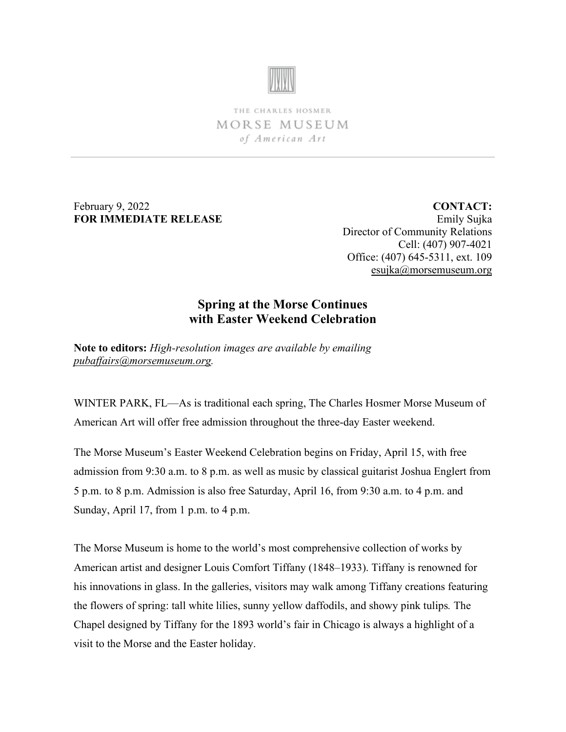THE CHARLES HOSMER
MORSE MUSEUM
*of American Art*

---

February 9, 2022
**FOR IMMEDIATE RELEASE**

**CONTACT:**
Emily Sujka
Director of Community Relations
Cell: (407) 907-4021
Office: (407) 645-5311, ext. 109
esujka@morsemuseum.org

## Spring at the Morse Continues with Easter Weekend Celebration

**Note to editors:** *High-resolution images are available by emailing pubaffairs@morsemuseum.org.*

WINTER PARK, FL—As is traditional each spring, The Charles Hosmer Morse Museum of American Art will offer free admission throughout the three-day Easter weekend.

The Morse Museum's Easter Weekend Celebration begins on Friday, April 15, with free admission from 9:30 a.m. to 8 p.m. as well as music by classical guitarist Joshua Englert from 5 p.m. to 8 p.m. Admission is also free Saturday, April 16, from 9:30 a.m. to 4 p.m. and Sunday, April 17, from 1 p.m. to 4 p.m.

The Morse Museum is home to the world's most comprehensive collection of works by American artist and designer Louis Comfort Tiffany (1848–1933). Tiffany is renowned for his innovations in glass. In the galleries, visitors may walk among Tiffany creations featuring the flowers of spring: tall white lilies, sunny yellow daffodils, and showy pink tulips. The Chapel designed by Tiffany for the 1893 world's fair in Chicago is always a highlight of a visit to the Morse and the Easter holiday.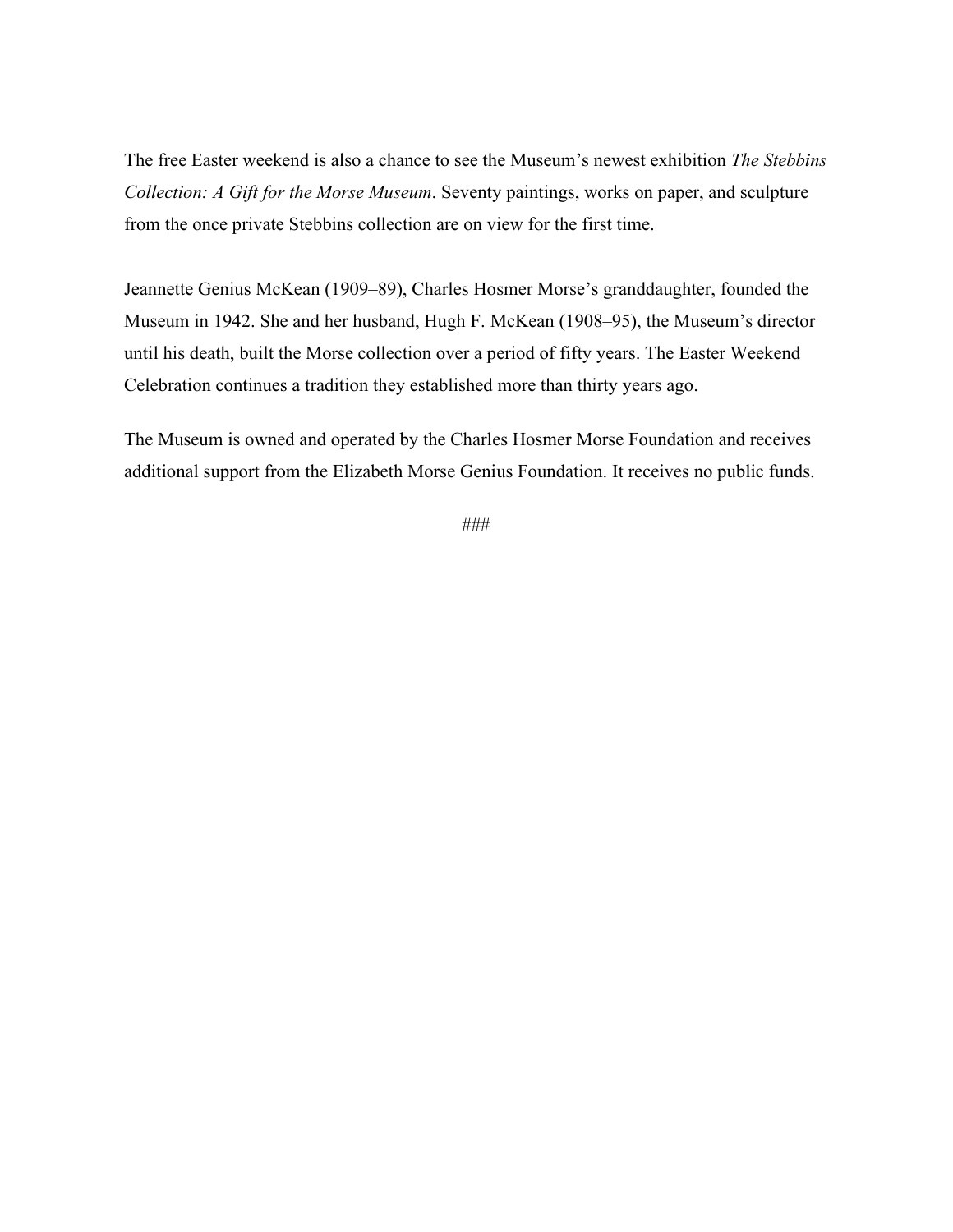The free Easter weekend is also a chance to see the Museum's newest exhibition *The Stebbins Collection: A Gift for the Morse Museum*. Seventy paintings, works on paper, and sculpture from the once private Stebbins collection are on view for the first time.

Jeannette Genius McKean (1909–89), Charles Hosmer Morse's granddaughter, founded the Museum in 1942. She and her husband, Hugh F. McKean (1908–95), the Museum's director until his death, built the Morse collection over a period of fifty years. The Easter Weekend Celebration continues a tradition they established more than thirty years ago.

The Museum is owned and operated by the Charles Hosmer Morse Foundation and receives additional support from the Elizabeth Morse Genius Foundation. It receives no public funds.

###